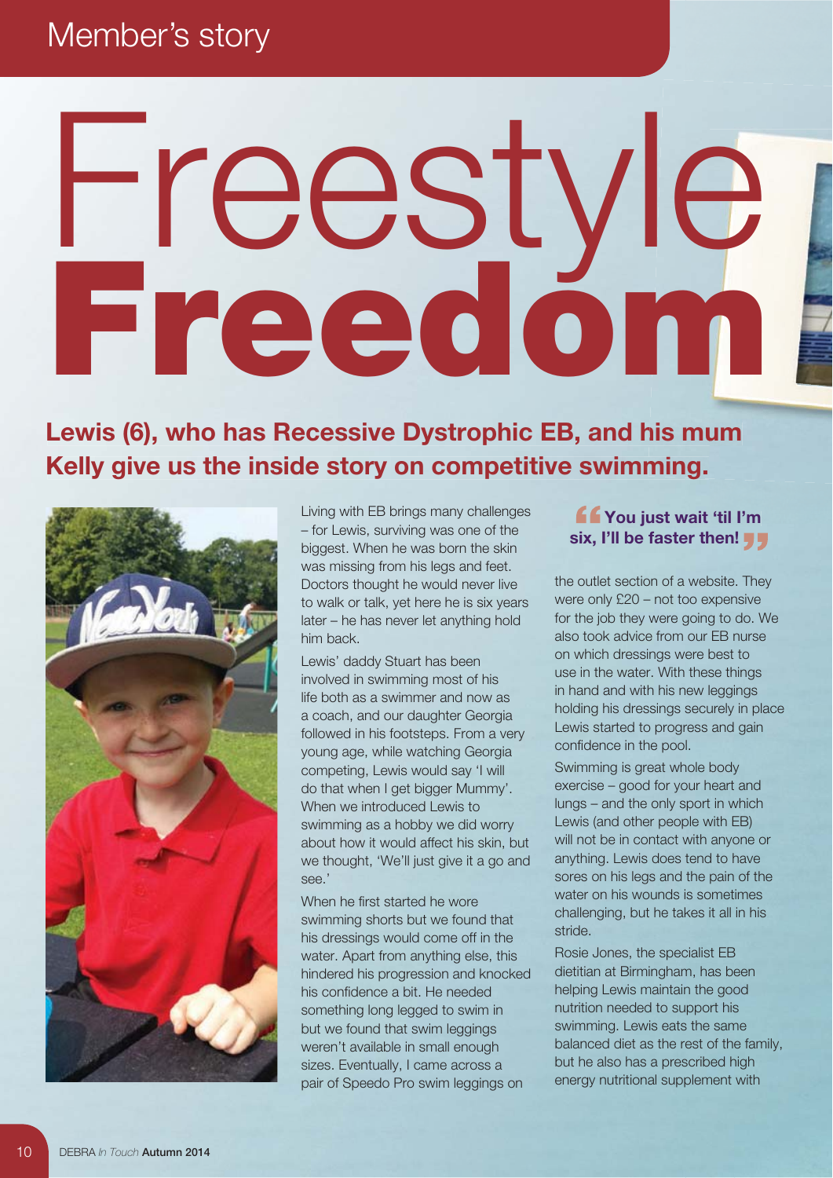Member's story

# Freestyle **Freedom**

## Lewis (6), who has Recessive Dystrophic EB, and his mum Kelly give us the inside story on competitive swimming.

Living with EB brings many challenges – for Lewis, surviving was one of the biggest. When he was born the skin was missing from his legs and feet. Doctors thought he would never live to walk or talk, yet here he is six years later – he has never let anything hold him back.

Lewis' daddy Stuart has been involved in swimming most of his life both as a swimmer and now as a coach, and our daughter Georgia followed in his footsteps. From a very young age, while watching Georgia competing, Lewis would say 'I will do that when I get bigger Mummy'. When we introduced Lewis to swimming as a hobby we did worry about how it would affect his skin, but we thought, 'We'll just give it a go and see.'

When he first started he wore swimming shorts but we found that his dressings would come off in the water. Apart from anything else, this hindered his progression and knocked his confidence a bit. He needed something long legged to swim in but we found that swim leggings weren't available in small enough sizes. Eventually, I came across a pair of Speedo Pro swim leggings on the outlet section of a website. They were only £20 – not too expensive for the job they were going to do. We also took advice from our EB nurse on which dressings were best to use in the water. With these things in hand and with his new leggings holding his dressings securely in place Lewis started to progress and gain confidence in the pool.

> **"You just wait 'til I'm six, I'll be faster then!"**

Swimming is great whole body exercise – good for your heart and lungs – and the only sport in which Lewis (and other people with EB) will not be in contact with anyone or anything. Lewis does tend to have sores on his legs and the pain of the water on his wounds is sometimes challenging, but he takes it all in his stride.

Rosie Jones, the specialist EB dietitian at Birmingham, has been helping Lewis maintain the good nutrition needed to support his swimming. Lewis eats the same balanced diet as the rest of the family, but he also has a prescribed high energy nutritional supplement with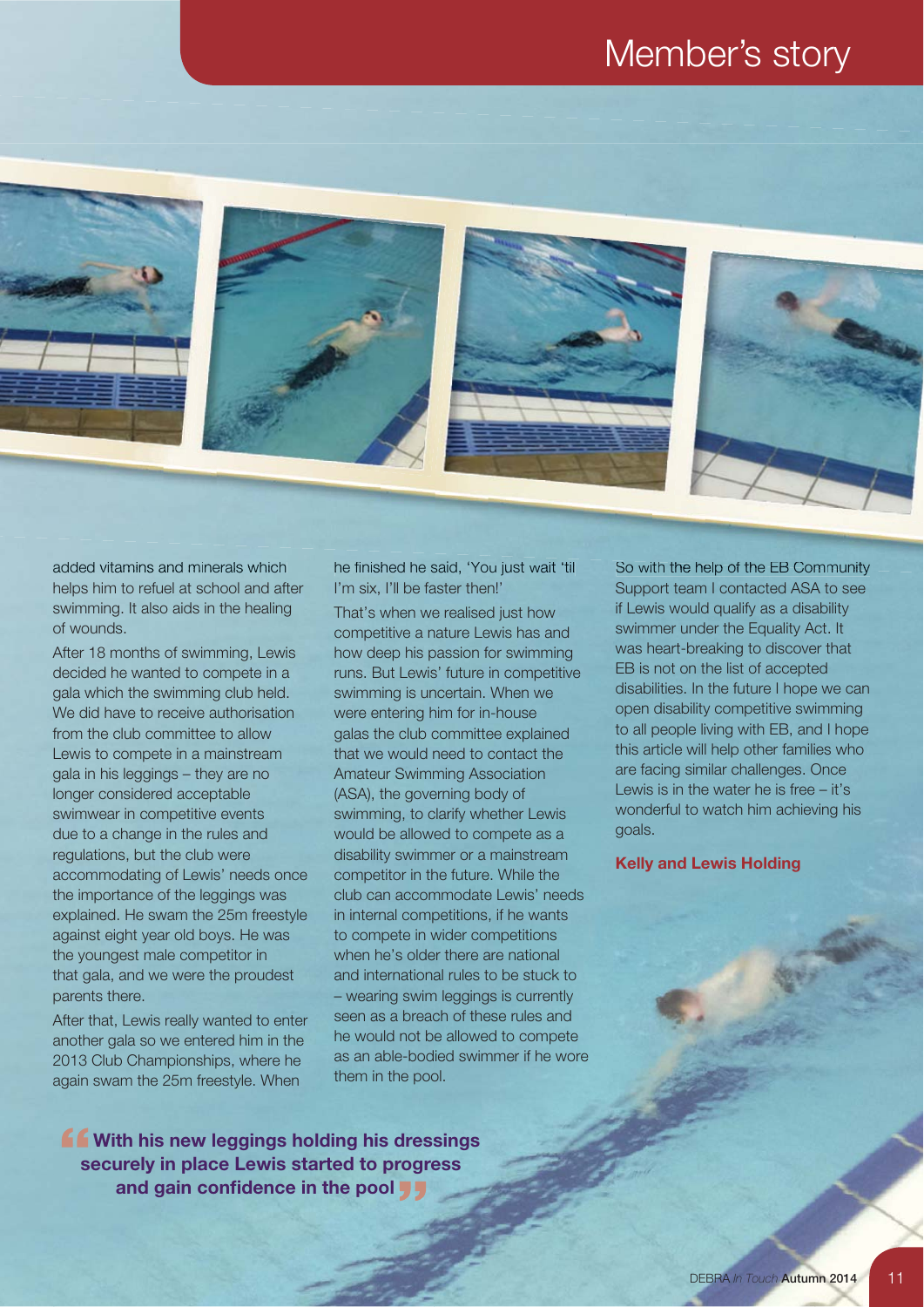added vitamins and minerals which helps him to refuel at school and after swimming. It also aids in the healing of wounds.

After 18 months of swimming, Lewis decided he wanted to compete in a gala which the swimming club held. We did have to receive authorisation from the club committee to allow Lewis to compete in a mainstream gala in his leggings – they are no longer considered acceptable swimwear in competitive events due to a change in the rules and regulations, but the club were accommodating of Lewis' needs once the importance of the leggings was explained. He swam the 25m freestyle against eight year old boys. He was the youngest male competitor in that gala, and we were the proudest parents there.

After that, Lewis really wanted to enter another gala so we entered him in the 2013 Club Championships, where he again swam the 25m freestyle. When he finished he said, 'You just wait 'til I'm six, I'll be faster then!'

That's when we realised just how competitive a nature Lewis has and how deep his passion for swimming runs. But Lewis' future in competitive swimming is uncertain. When we were entering him for in-house galas the club committee explained that we would need to contact the Amateur Swimming Association (ASA), the governing body of swimming, to clarify whether Lewis would be allowed to compete as a disability swimmer or a mainstream competitor in the future. While the club can accommodate Lewis' needs in internal competitions, if he wants to compete in wider competitions when he's older there are national and international rules to be stuck to – wearing swim leggings is currently seen as a breach of these rules and he would not be allowed to compete as an able-bodied swimmer if he wore them in the pool.

So with the help of the EB Community Support team I contacted ASA to see if Lewis would qualify as a disability swimmer under the Equality Act. It was heart-breaking to discover that EB is not on the list of accepted disabilities. In the future I hope we can open disability competitive swimming to all people living with EB, and I hope this article will help other families who are facing similar challenges. Once Lewis is in the water he is free – it's wonderful to watch him achieving his goals.

**Kelly and Lewis Holding**

> **"With his new leggings holding his dressings securely in place Lewis started to progress and gain confidence in the pool"**